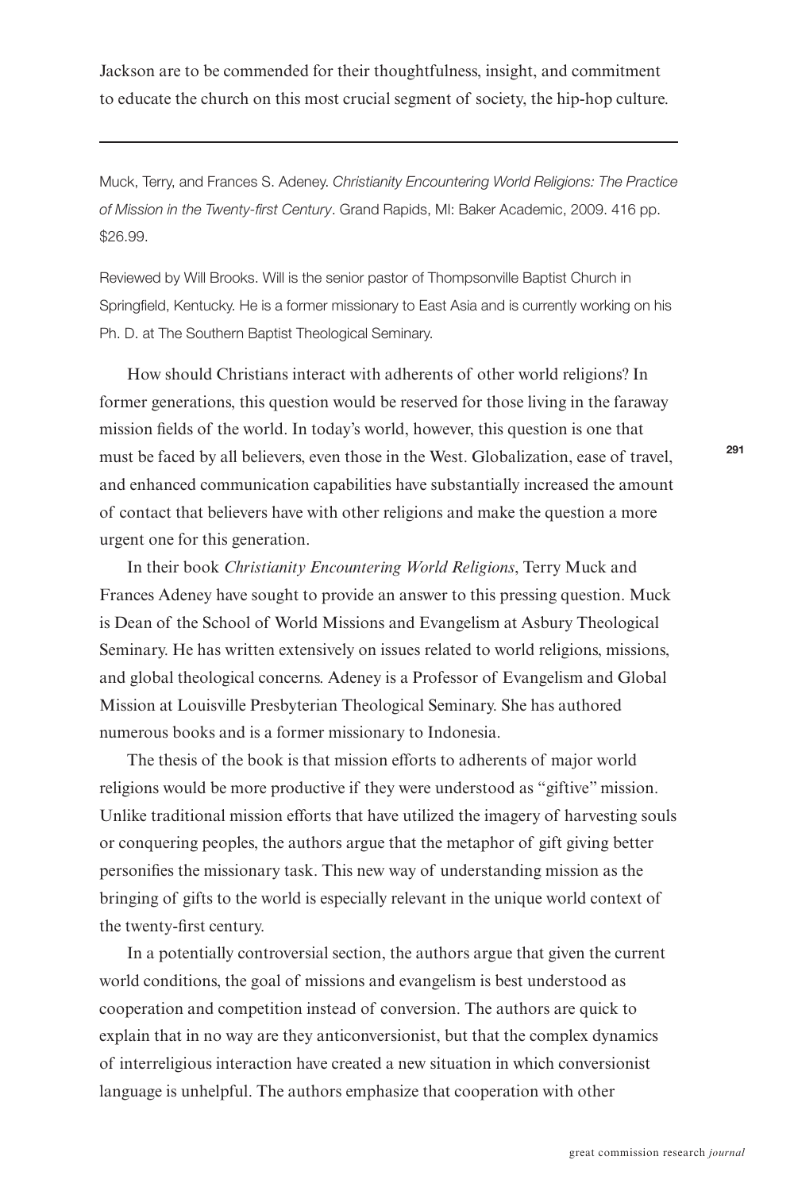Jackson are to be commended for their thoughtfulness, insight, and commitment to educate the church on this most crucial segment of society, the hip-hop culture.

---

Muck, Terry, and Frances S. Adeney. *Christianity Encountering World Religions: The Practice of Mission in the Twenty-first Century*. Grand Rapids, MI: Baker Academic, 2009. 416 pp. $26.99.

Reviewed by Will Brooks. Will is the senior pastor of Thompsonville Baptist Church in Springfield, Kentucky. He is a former missionary to East Asia and is currently working on his Ph. D. at The Southern Baptist Theological Seminary.

How should Christians interact with adherents of other world religions? In former generations, this question would be reserved for those living in the faraway mission fields of the world. In today's world, however, this question is one that must be faced by all believers, even those in the West. Globalization, ease of travel, and enhanced communication capabilities have substantially increased the amount of contact that believers have with other religions and make the question a more urgent one for this generation.

In their book *Christianity Encountering World Religions*, Terry Muck and Frances Adeney have sought to provide an answer to this pressing question. Muck is Dean of the School of World Missions and Evangelism at Asbury Theological Seminary. He has written extensively on issues related to world religions, missions, and global theological concerns. Adeney is a Professor of Evangelism and Global Mission at Louisville Presbyterian Theological Seminary. She has authored numerous books and is a former missionary to Indonesia.

The thesis of the book is that mission efforts to adherents of major world religions would be more productive if they were understood as "giftive" mission. Unlike traditional mission efforts that have utilized the imagery of harvesting souls or conquering peoples, the authors argue that the metaphor of gift giving better personifies the missionary task. This new way of understanding mission as the bringing of gifts to the world is especially relevant in the unique world context of the twenty-first century.

In a potentially controversial section, the authors argue that given the current world conditions, the goal of missions and evangelism is best understood as cooperation and competition instead of conversion. The authors are quick to explain that in no way are they anticonversionist, but that the complex dynamics of interreligious interaction have created a new situation in which conversionist language is unhelpful. The authors emphasize that cooperation with other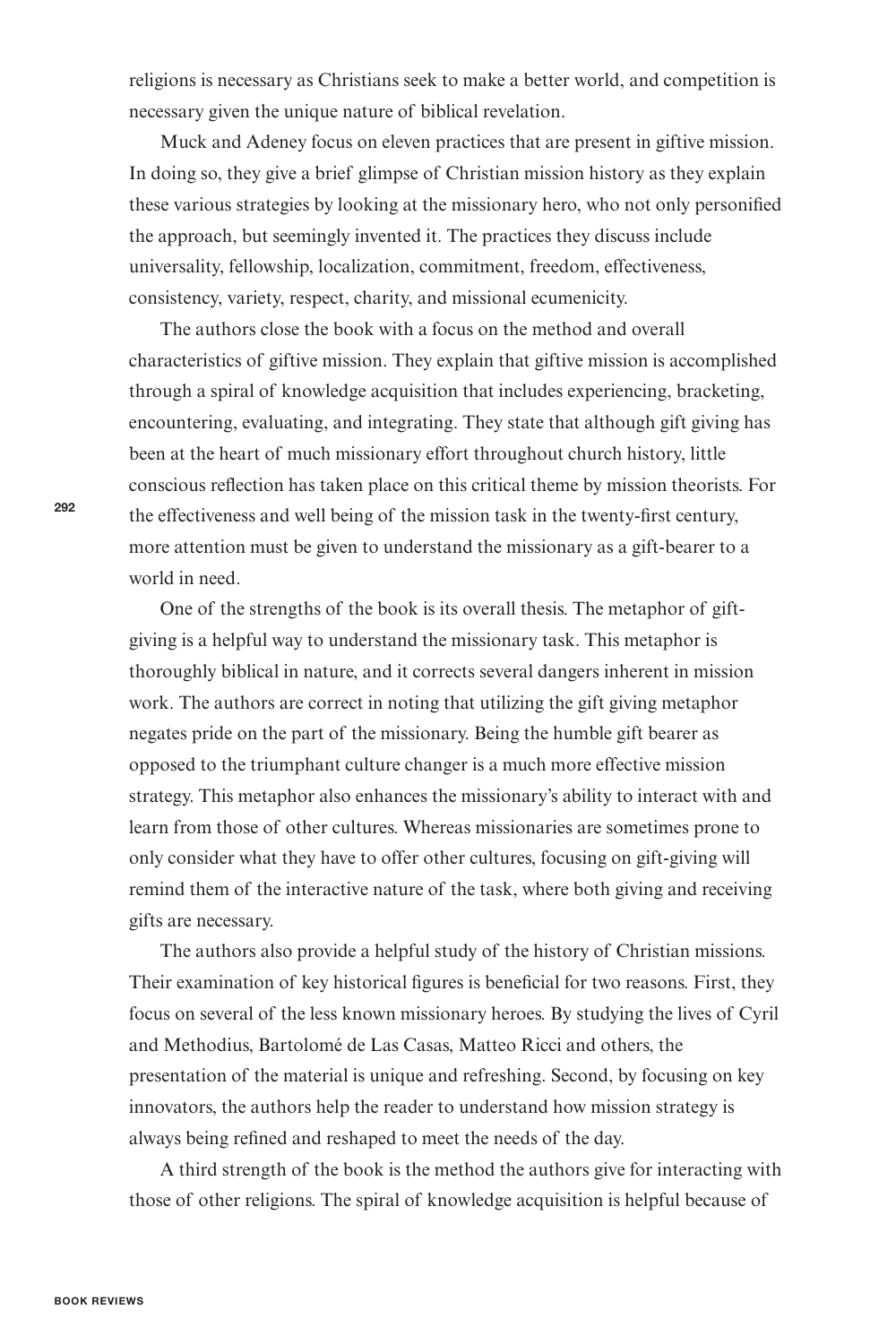religions is necessary as Christians seek to make a better world, and competition is necessary given the unique nature of biblical revelation.

Muck and Adeney focus on eleven practices that are present in giftive mission. In doing so, they give a brief glimpse of Christian mission history as they explain these various strategies by looking at the missionary hero, who not only personified the approach, but seemingly invented it. The practices they discuss include universality, fellowship, localization, commitment, freedom, effectiveness, consistency, variety, respect, charity, and missional ecumenicity.

The authors close the book with a focus on the method and overall characteristics of giftive mission. They explain that giftive mission is accomplished through a spiral of knowledge acquisition that includes experiencing, bracketing, encountering, evaluating, and integrating. They state that although gift giving has been at the heart of much missionary effort throughout church history, little conscious reflection has taken place on this critical theme by mission theorists. For the effectiveness and well being of the mission task in the twenty-first century, more attention must be given to understand the missionary as a gift-bearer to a world in need.

One of the strengths of the book is its overall thesis. The metaphor of gift-giving is a helpful way to understand the missionary task. This metaphor is thoroughly biblical in nature, and it corrects several dangers inherent in mission work. The authors are correct in noting that utilizing the gift giving metaphor negates pride on the part of the missionary. Being the humble gift bearer as opposed to the triumphant culture changer is a much more effective mission strategy. This metaphor also enhances the missionary's ability to interact with and learn from those of other cultures. Whereas missionaries are sometimes prone to only consider what they have to offer other cultures, focusing on gift-giving will remind them of the interactive nature of the task, where both giving and receiving gifts are necessary.

The authors also provide a helpful study of the history of Christian missions. Their examination of key historical figures is beneficial for two reasons. First, they focus on several of the less known missionary heroes. By studying the lives of Cyril and Methodius, Bartolomé de Las Casas, Matteo Ricci and others, the presentation of the material is unique and refreshing. Second, by focusing on key innovators, the authors help the reader to understand how mission strategy is always being refined and reshaped to meet the needs of the day.

A third strength of the book is the method the authors give for interacting with those of other religions. The spiral of knowledge acquisition is helpful because of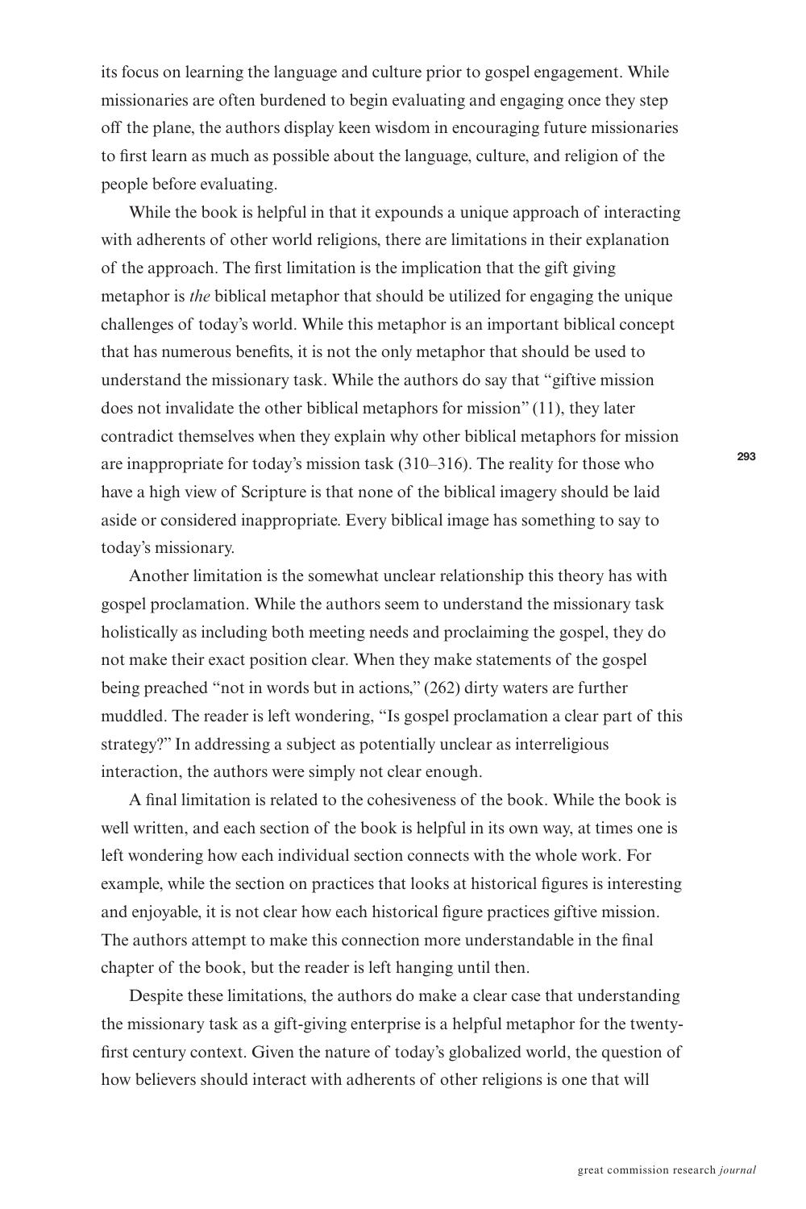its focus on learning the language and culture prior to gospel engagement. While missionaries are often burdened to begin evaluating and engaging once they step off the plane, the authors display keen wisdom in encouraging future missionaries to first learn as much as possible about the language, culture, and religion of the people before evaluating.

While the book is helpful in that it expounds a unique approach of interacting with adherents of other world religions, there are limitations in their explanation of the approach. The first limitation is the implication that the gift giving metaphor is *the* biblical metaphor that should be utilized for engaging the unique challenges of today's world. While this metaphor is an important biblical concept that has numerous benefits, it is not the only metaphor that should be used to understand the missionary task. While the authors do say that "giftive mission does not invalidate the other biblical metaphors for mission" (11), they later contradict themselves when they explain why other biblical metaphors for mission are inappropriate for today's mission task (310–316). The reality for those who have a high view of Scripture is that none of the biblical imagery should be laid aside or considered inappropriate. Every biblical image has something to say to today's missionary.

Another limitation is the somewhat unclear relationship this theory has with gospel proclamation. While the authors seem to understand the missionary task holistically as including both meeting needs and proclaiming the gospel, they do not make their exact position clear. When they make statements of the gospel being preached "not in words but in actions," (262) dirty waters are further muddled. The reader is left wondering, "Is gospel proclamation a clear part of this strategy?" In addressing a subject as potentially unclear as interreligious interaction, the authors were simply not clear enough.

A final limitation is related to the cohesiveness of the book. While the book is well written, and each section of the book is helpful in its own way, at times one is left wondering how each individual section connects with the whole work. For example, while the section on practices that looks at historical figures is interesting and enjoyable, it is not clear how each historical figure practices giftive mission. The authors attempt to make this connection more understandable in the final chapter of the book, but the reader is left hanging until then.

Despite these limitations, the authors do make a clear case that understanding the missionary task as a gift-giving enterprise is a helpful metaphor for the twenty-first century context. Given the nature of today's globalized world, the question of how believers should interact with adherents of other religions is one that will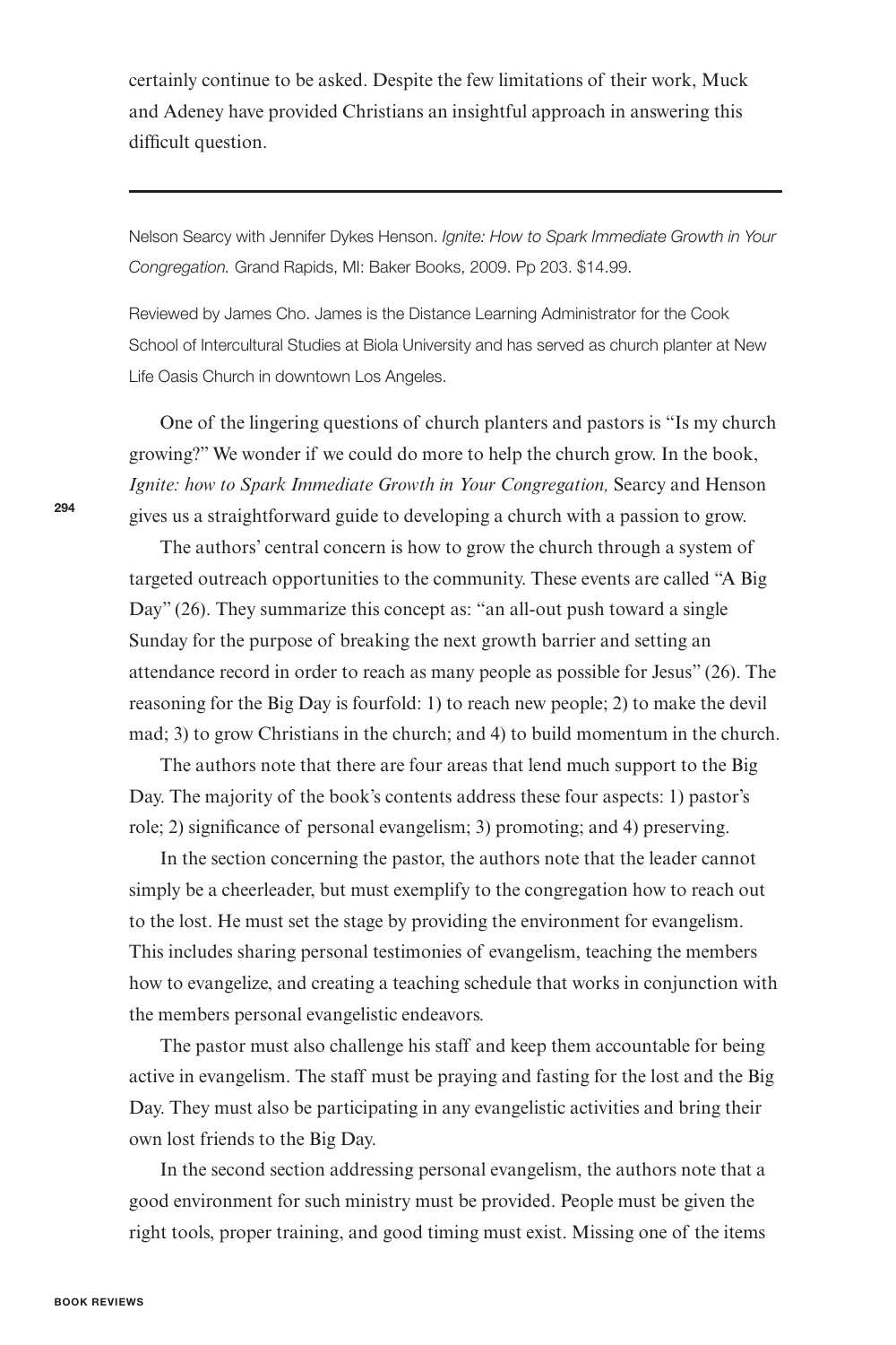certainly continue to be asked. Despite the few limitations of their work, Muck and Adeney have provided Christians an insightful approach in answering this difficult question.

---

Nelson Searcy with Jennifer Dykes Henson. *Ignite: How to Spark Immediate Growth in Your Congregation.* Grand Rapids, MI: Baker Books, 2009. Pp 203. $14.99.

Reviewed by James Cho. James is the Distance Learning Administrator for the Cook School of Intercultural Studies at Biola University and has served as church planter at New Life Oasis Church in downtown Los Angeles.

One of the lingering questions of church planters and pastors is "Is my church growing?" We wonder if we could do more to help the church grow. In the book, *Ignite: how to Spark Immediate Growth in Your Congregation,* Searcy and Henson gives us a straightforward guide to developing a church with a passion to grow.

The authors' central concern is how to grow the church through a system of targeted outreach opportunities to the community. These events are called "A Big Day" (26). They summarize this concept as: "an all-out push toward a single Sunday for the purpose of breaking the next growth barrier and setting an attendance record in order to reach as many people as possible for Jesus" (26). The reasoning for the Big Day is fourfold: 1) to reach new people; 2) to make the devil mad; 3) to grow Christians in the church; and 4) to build momentum in the church.

The authors note that there are four areas that lend much support to the Big Day. The majority of the book's contents address these four aspects: 1) pastor's role; 2) significance of personal evangelism; 3) promoting; and 4) preserving.

In the section concerning the pastor, the authors note that the leader cannot simply be a cheerleader, but must exemplify to the congregation how to reach out to the lost. He must set the stage by providing the environment for evangelism. This includes sharing personal testimonies of evangelism, teaching the members how to evangelize, and creating a teaching schedule that works in conjunction with the members personal evangelistic endeavors.

The pastor must also challenge his staff and keep them accountable for being active in evangelism. The staff must be praying and fasting for the lost and the Big Day. They must also be participating in any evangelistic activities and bring their own lost friends to the Big Day.

In the second section addressing personal evangelism, the authors note that a good environment for such ministry must be provided. People must be given the right tools, proper training, and good timing must exist. Missing one of the items